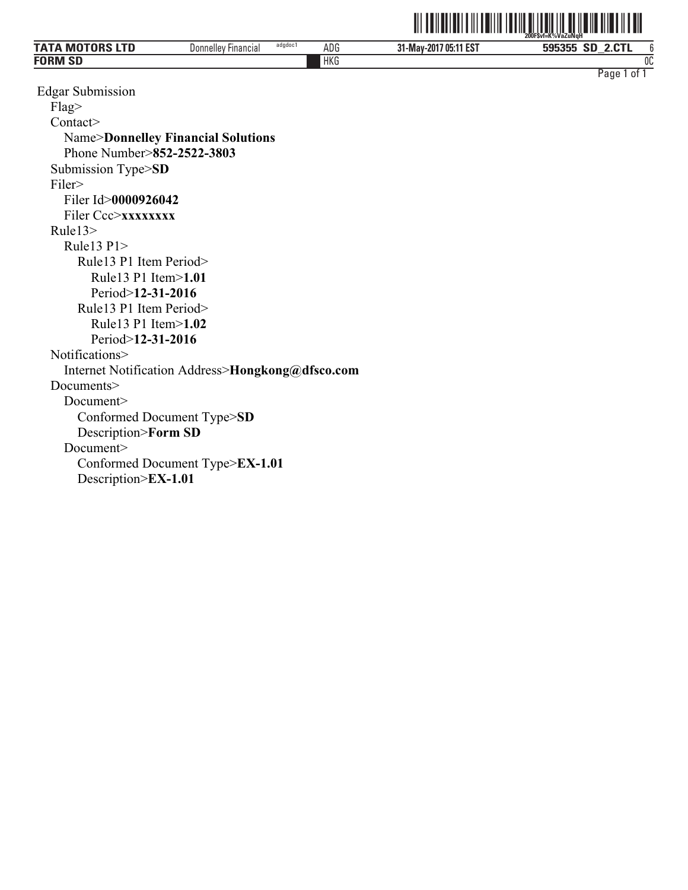Edgar Submission

- Flag>
- Contact>
  - Name>**Donnelley Financial Solutions**
  - Phone Number>**852-2522-3803**
- Submission Type>**SD**
- Filer>
  - Filer Id>**0000926042**
  - Filer Ccc>**xxxxxxxx**
- Rule13>
  - Rule13 P1>
    - Rule13 P1 Item Period>
      - Rule13 P1 Item>**1.01**
      - Period>**12-31-2016**
    - Rule13 P1 Item Period>
      - Rule13 P1 Item>**1.02**
      - Period>**12-31-2016**
- Notifications>
  - Internet Notification Address>**Hongkong@dfsco.com**
- Documents>
  - Document>
    - Conformed Document Type>**SD**
    - Description>**Form SD**
  - Document>
    - Conformed Document Type>**EX-1.01**
    - Description>**EX-1.01**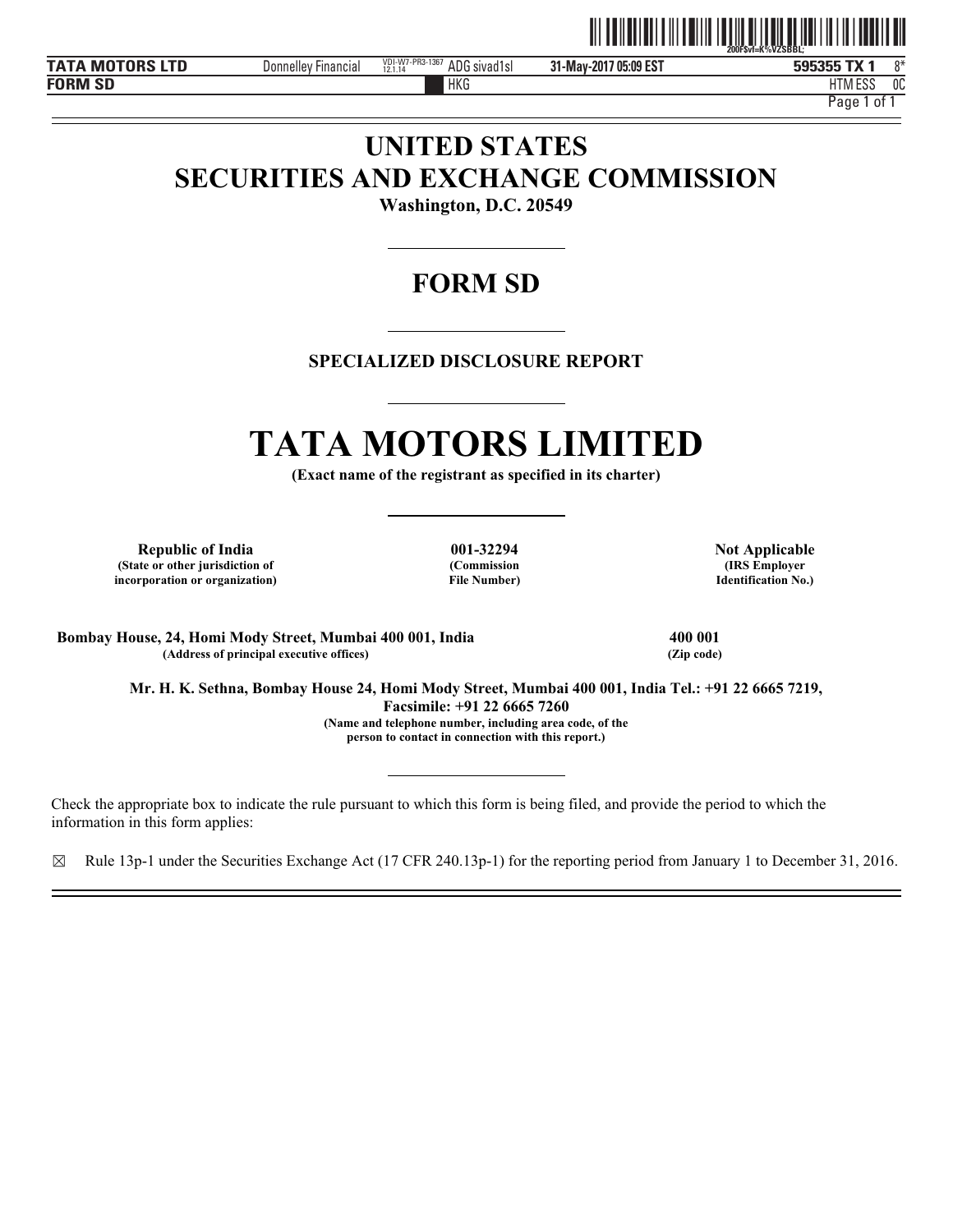# UNITED STATES
# SECURITIES AND EXCHANGE COMMISSION

**Washington, D.C. 20549**

---

# FORM SD

---

**SPECIALIZED DISCLOSURE REPORT**

---

# TATA MOTORS LIMITED

**(Exact name of the registrant as specified in its charter)**

---

| **Republic of India** | **001-32294** | **Not Applicable** |
|---|---|---|
| **(State or other jurisdiction of incorporation or organization)** | **(Commission File Number)** | **(IRS Employer Identification No.)** |

| **Bombay House, 24, Homi Mody Street, Mumbai 400 001, India** | **400 001** |
|---|---|
| **(Address of principal executive offices)** | **(Zip code)** |

**Mr. H. K. Sethna, Bombay House 24, Homi Mody Street, Mumbai 400 001, India Tel.: +91 22 6665 7219, Facsimile: +91 22 6665 7260**

**(Name and telephone number, including area code, of the person to contact in connection with this report.)**

---

Check the appropriate box to indicate the rule pursuant to which this form is being filed, and provide the period to which the information in this form applies:

☒ Rule 13p-1 under the Securities Exchange Act (17 CFR 240.13p-1) for the reporting period from January 1 to December 31, 2016.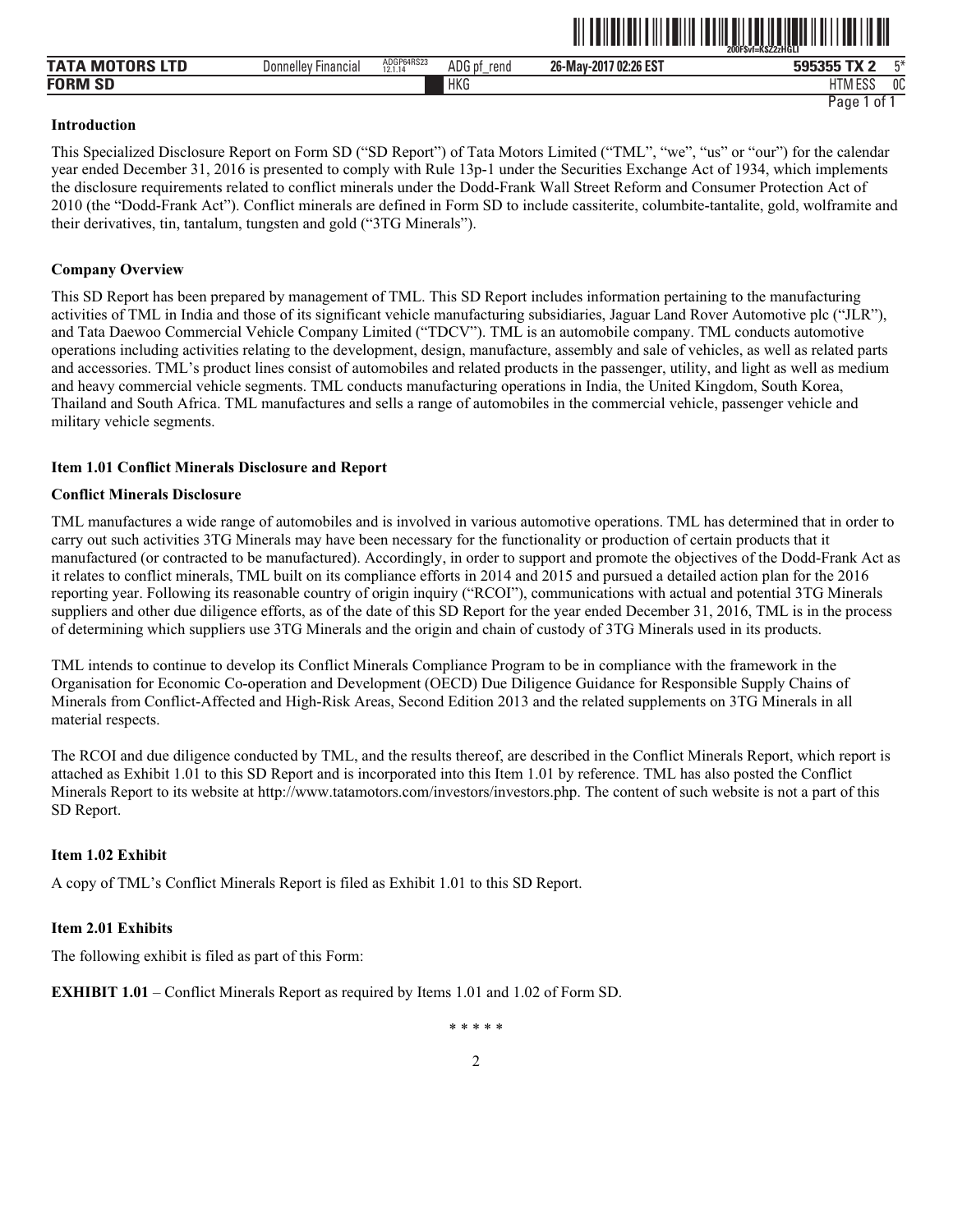**Introduction**

This Specialized Disclosure Report on Form SD ("SD Report") of Tata Motors Limited ("TML", "we", "us" or "our") for the calendar year ended December 31, 2016 is presented to comply with Rule 13p-1 under the Securities Exchange Act of 1934, which implements the disclosure requirements related to conflict minerals under the Dodd-Frank Wall Street Reform and Consumer Protection Act of 2010 (the "Dodd-Frank Act"). Conflict minerals are defined in Form SD to include cassiterite, columbite-tantalite, gold, wolframite and their derivatives, tin, tantalum, tungsten and gold ("3TG Minerals").

**Company Overview**

This SD Report has been prepared by management of TML. This SD Report includes information pertaining to the manufacturing activities of TML in India and those of its significant vehicle manufacturing subsidiaries, Jaguar Land Rover Automotive plc ("JLR"), and Tata Daewoo Commercial Vehicle Company Limited ("TDCV"). TML is an automobile company. TML conducts automotive operations including activities relating to the development, design, manufacture, assembly and sale of vehicles, as well as related parts and accessories. TML's product lines consist of automobiles and related products in the passenger, utility, and light as well as medium and heavy commercial vehicle segments. TML conducts manufacturing operations in India, the United Kingdom, South Korea, Thailand and South Africa. TML manufactures and sells a range of automobiles in the commercial vehicle, passenger vehicle and military vehicle segments.

**Item 1.01 Conflict Minerals Disclosure and Report**

**Conflict Minerals Disclosure**

TML manufactures a wide range of automobiles and is involved in various automotive operations. TML has determined that in order to carry out such activities 3TG Minerals may have been necessary for the functionality or production of certain products that it manufactured (or contracted to be manufactured). Accordingly, in order to support and promote the objectives of the Dodd-Frank Act as it relates to conflict minerals, TML built on its compliance efforts in 2014 and 2015 and pursued a detailed action plan for the 2016 reporting year. Following its reasonable country of origin inquiry ("RCOI"), communications with actual and potential 3TG Minerals suppliers and other due diligence efforts, as of the date of this SD Report for the year ended December 31, 2016, TML is in the process of determining which suppliers use 3TG Minerals and the origin and chain of custody of 3TG Minerals used in its products.

TML intends to continue to develop its Conflict Minerals Compliance Program to be in compliance with the framework in the Organisation for Economic Co-operation and Development (OECD) Due Diligence Guidance for Responsible Supply Chains of Minerals from Conflict-Affected and High-Risk Areas, Second Edition 2013 and the related supplements on 3TG Minerals in all material respects.

The RCOI and due diligence conducted by TML, and the results thereof, are described in the Conflict Minerals Report, which report is attached as Exhibit 1.01 to this SD Report and is incorporated into this Item 1.01 by reference. TML has also posted the Conflict Minerals Report to its website at http://www.tatamotors.com/investors/investors.php. The content of such website is not a part of this SD Report.

**Item 1.02 Exhibit**

A copy of TML's Conflict Minerals Report is filed as Exhibit 1.01 to this SD Report.

**Item 2.01 Exhibits**

The following exhibit is filed as part of this Form:

**EXHIBIT 1.01** – Conflict Minerals Report as required by Items 1.01 and 1.02 of Form SD.

\* \* \* \* \*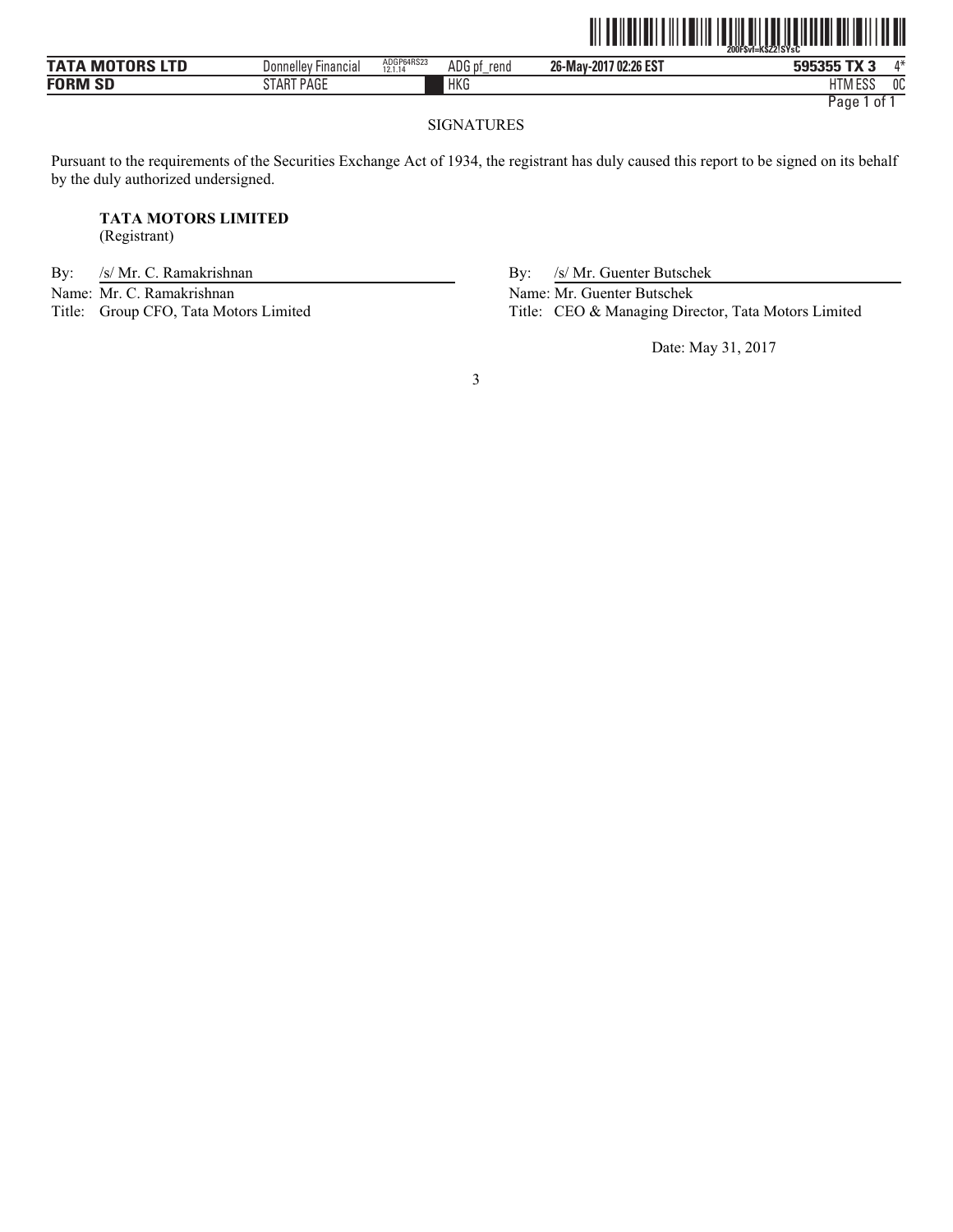SIGNATURES

Pursuant to the requirements of the Securities Exchange Act of 1934, the registrant has duly caused this report to be signed on its behalf by the duly authorized undersigned.

**TATA MOTORS LIMITED**
(Registrant)

By: /s/ Mr. C. Ramakrishnan
Name: Mr. C. Ramakrishnan
Title: Group CFO, Tata Motors Limited

By: /s/ Mr. Guenter Butschek
Name: Mr. Guenter Butschek
Title: CEO & Managing Director, Tata Motors Limited

Date: May 31, 2017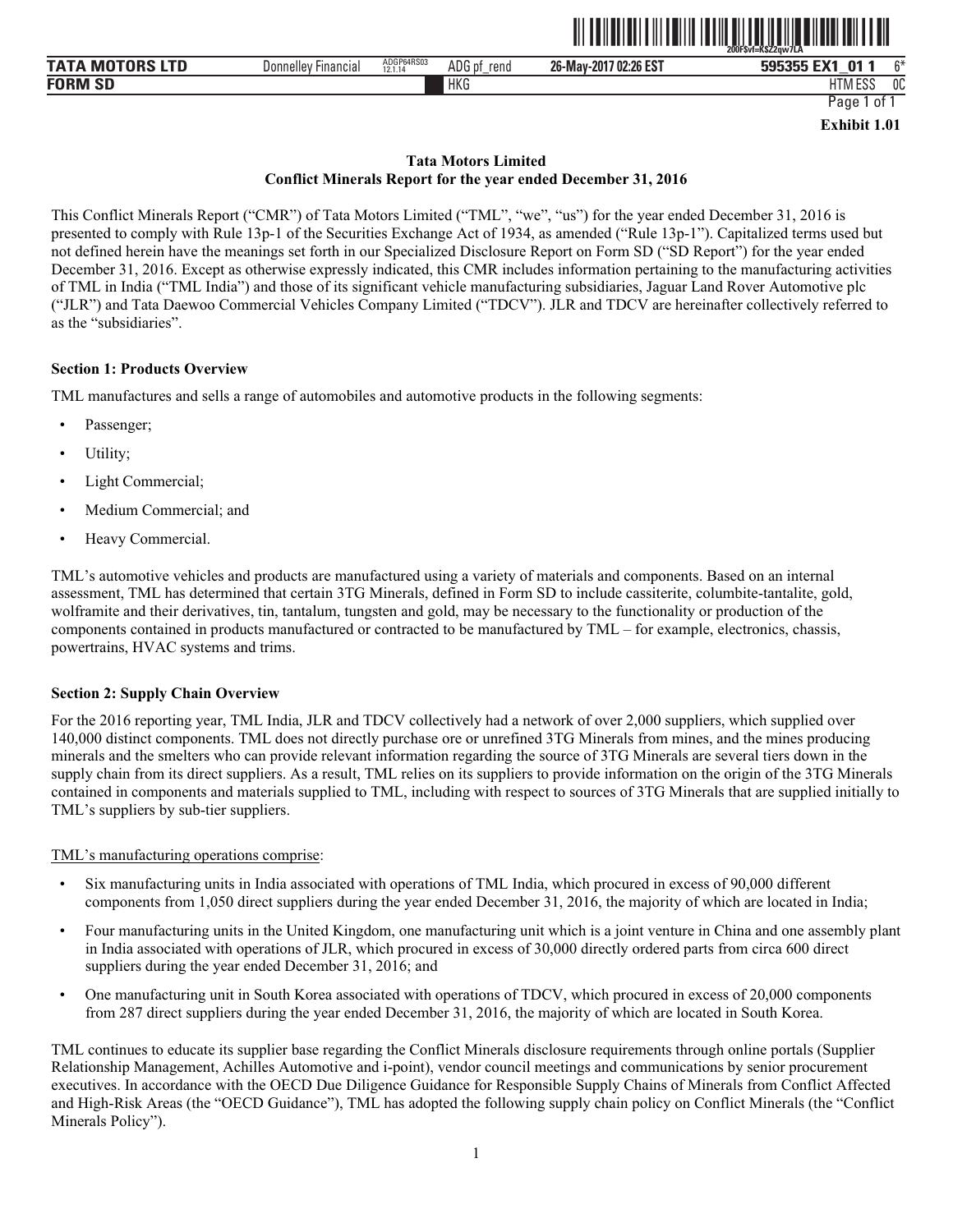**Exhibit 1.01**

**Tata Motors Limited**
**Conflict Minerals Report for the year ended December 31, 2016**

This Conflict Minerals Report ("CMR") of Tata Motors Limited ("TML", "we", "us") for the year ended December 31, 2016 is presented to comply with Rule 13p-1 of the Securities Exchange Act of 1934, as amended ("Rule 13p-1"). Capitalized terms used but not defined herein have the meanings set forth in our Specialized Disclosure Report on Form SD ("SD Report") for the year ended December 31, 2016. Except as otherwise expressly indicated, this CMR includes information pertaining to the manufacturing activities of TML in India ("TML India") and those of its significant vehicle manufacturing subsidiaries, Jaguar Land Rover Automotive plc ("JLR") and Tata Daewoo Commercial Vehicles Company Limited ("TDCV"). JLR and TDCV are hereinafter collectively referred to as the "subsidiaries".

**Section 1: Products Overview**

TML manufactures and sells a range of automobiles and automotive products in the following segments:

- Passenger;
- Utility;
- Light Commercial;
- Medium Commercial; and
- Heavy Commercial.

TML's automotive vehicles and products are manufactured using a variety of materials and components. Based on an internal assessment, TML has determined that certain 3TG Minerals, defined in Form SD to include cassiterite, columbite-tantalite, gold, wolframite and their derivatives, tin, tantalum, tungsten and gold, may be necessary to the functionality or production of the components contained in products manufactured or contracted to be manufactured by TML – for example, electronics, chassis, powertrains, HVAC systems and trims.

**Section 2: Supply Chain Overview**

For the 2016 reporting year, TML India, JLR and TDCV collectively had a network of over 2,000 suppliers, which supplied over 140,000 distinct components. TML does not directly purchase ore or unrefined 3TG Minerals from mines, and the mines producing minerals and the smelters who can provide relevant information regarding the source of 3TG Minerals are several tiers down in the supply chain from its direct suppliers. As a result, TML relies on its suppliers to provide information on the origin of the 3TG Minerals contained in components and materials supplied to TML, including with respect to sources of 3TG Minerals that are supplied initially to TML's suppliers by sub-tier suppliers.

TML's manufacturing operations comprise:

- Six manufacturing units in India associated with operations of TML India, which procured in excess of 90,000 different components from 1,050 direct suppliers during the year ended December 31, 2016, the majority of which are located in India;
- Four manufacturing units in the United Kingdom, one manufacturing unit which is a joint venture in China and one assembly plant in India associated with operations of JLR, which procured in excess of 30,000 directly ordered parts from circa 600 direct suppliers during the year ended December 31, 2016; and
- One manufacturing unit in South Korea associated with operations of TDCV, which procured in excess of 20,000 components from 287 direct suppliers during the year ended December 31, 2016, the majority of which are located in South Korea.

TML continues to educate its supplier base regarding the Conflict Minerals disclosure requirements through online portals (Supplier Relationship Management, Achilles Automotive and i-point), vendor council meetings and communications by senior procurement executives. In accordance with the OECD Due Diligence Guidance for Responsible Supply Chains of Minerals from Conflict Affected and High-Risk Areas (the "OECD Guidance"), TML has adopted the following supply chain policy on Conflict Minerals (the "Conflict Minerals Policy").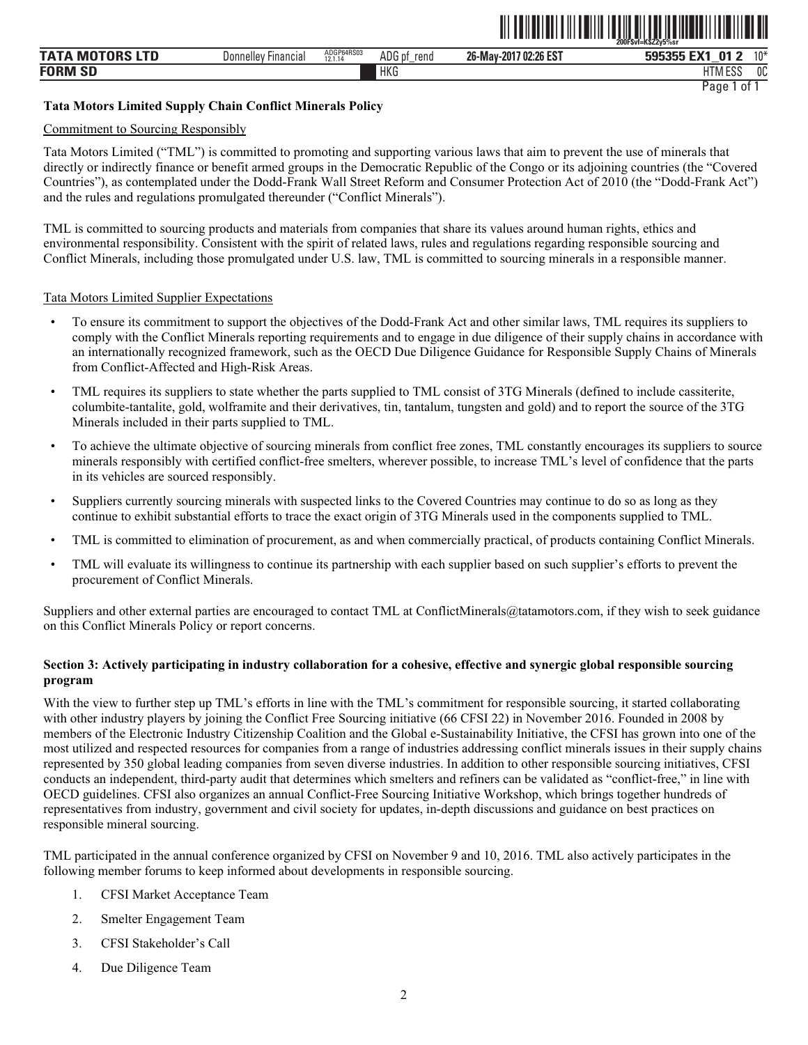**Tata Motors Limited Supply Chain Conflict Minerals Policy**

Commitment to Sourcing Responsibly

Tata Motors Limited ("TML") is committed to promoting and supporting various laws that aim to prevent the use of minerals that directly or indirectly finance or benefit armed groups in the Democratic Republic of the Congo or its adjoining countries (the "Covered Countries"), as contemplated under the Dodd-Frank Wall Street Reform and Consumer Protection Act of 2010 (the "Dodd-Frank Act") and the rules and regulations promulgated thereunder ("Conflict Minerals").

TML is committed to sourcing products and materials from companies that share its values around human rights, ethics and environmental responsibility. Consistent with the spirit of related laws, rules and regulations regarding responsible sourcing and Conflict Minerals, including those promulgated under U.S. law, TML is committed to sourcing minerals in a responsible manner.

Tata Motors Limited Supplier Expectations

- To ensure its commitment to support the objectives of the Dodd-Frank Act and other similar laws, TML requires its suppliers to comply with the Conflict Minerals reporting requirements and to engage in due diligence of their supply chains in accordance with an internationally recognized framework, such as the OECD Due Diligence Guidance for Responsible Supply Chains of Minerals from Conflict-Affected and High-Risk Areas.
- TML requires its suppliers to state whether the parts supplied to TML consist of 3TG Minerals (defined to include cassiterite, columbite-tantalite, gold, wolframite and their derivatives, tin, tantalum, tungsten and gold) and to report the source of the 3TG Minerals included in their parts supplied to TML.
- To achieve the ultimate objective of sourcing minerals from conflict free zones, TML constantly encourages its suppliers to source minerals responsibly with certified conflict-free smelters, wherever possible, to increase TML's level of confidence that the parts in its vehicles are sourced responsibly.
- Suppliers currently sourcing minerals with suspected links to the Covered Countries may continue to do so as long as they continue to exhibit substantial efforts to trace the exact origin of 3TG Minerals used in the components supplied to TML.
- TML is committed to elimination of procurement, as and when commercially practical, of products containing Conflict Minerals.
- TML will evaluate its willingness to continue its partnership with each supplier based on such supplier's efforts to prevent the procurement of Conflict Minerals.

Suppliers and other external parties are encouraged to contact TML at ConflictMinerals@tatamotors.com, if they wish to seek guidance on this Conflict Minerals Policy or report concerns.

**Section 3: Actively participating in industry collaboration for a cohesive, effective and synergic global responsible sourcing program**

With the view to further step up TML's efforts in line with the TML's commitment for responsible sourcing, it started collaborating with other industry players by joining the Conflict Free Sourcing initiative (66 CFSI 22) in November 2016. Founded in 2008 by members of the Electronic Industry Citizenship Coalition and the Global e-Sustainability Initiative, the CFSI has grown into one of the most utilized and respected resources for companies from a range of industries addressing conflict minerals issues in their supply chains represented by 350 global leading companies from seven diverse industries. In addition to other responsible sourcing initiatives, CFSI conducts an independent, third-party audit that determines which smelters and refiners can be validated as "conflict-free," in line with OECD guidelines. CFSI also organizes an annual Conflict-Free Sourcing Initiative Workshop, which brings together hundreds of representatives from industry, government and civil society for updates, in-depth discussions and guidance on best practices on responsible mineral sourcing.

TML participated in the annual conference organized by CFSI on November 9 and 10, 2016. TML also actively participates in the following member forums to keep informed about developments in responsible sourcing.

1. CFSI Market Acceptance Team
2. Smelter Engagement Team
3. CFSI Stakeholder's Call
4. Due Diligence Team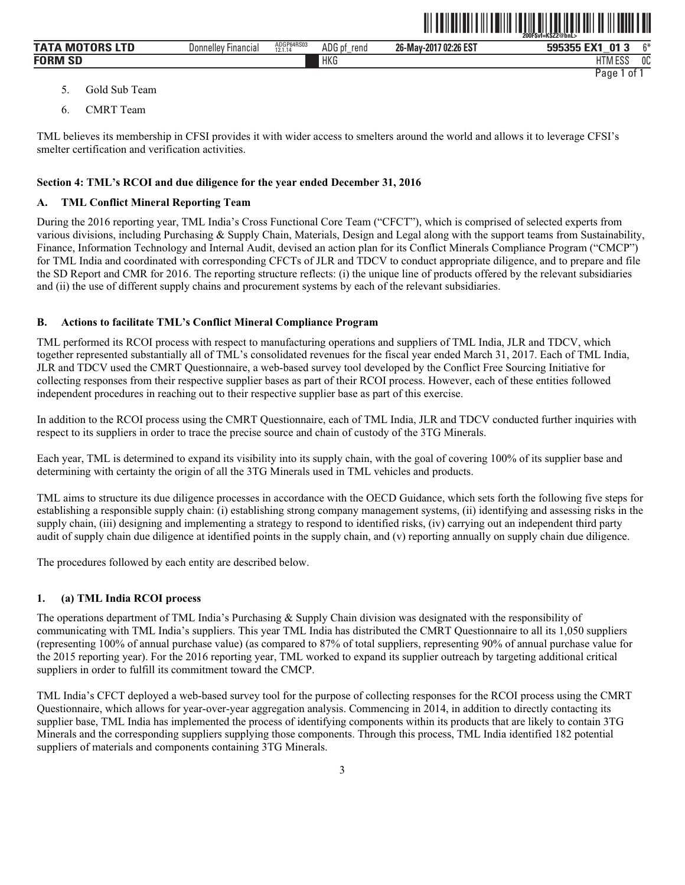5. Gold Sub Team
6. CMRT Team

TML believes its membership in CFSI provides it with wider access to smelters around the world and allows it to leverage CFSI's smelter certification and verification activities.

**Section 4: TML's RCOI and due diligence for the year ended December 31, 2016**

**A. TML Conflict Mineral Reporting Team**

During the 2016 reporting year, TML India's Cross Functional Core Team ("CFCT"), which is comprised of selected experts from various divisions, including Purchasing & Supply Chain, Materials, Design and Legal along with the support teams from Sustainability, Finance, Information Technology and Internal Audit, devised an action plan for its Conflict Minerals Compliance Program ("CMCP") for TML India and coordinated with corresponding CFCTs of JLR and TDCV to conduct appropriate diligence, and to prepare and file the SD Report and CMR for 2016. The reporting structure reflects: (i) the unique line of products offered by the relevant subsidiaries and (ii) the use of different supply chains and procurement systems by each of the relevant subsidiaries.

**B. Actions to facilitate TML's Conflict Mineral Compliance Program**

TML performed its RCOI process with respect to manufacturing operations and suppliers of TML India, JLR and TDCV, which together represented substantially all of TML's consolidated revenues for the fiscal year ended March 31, 2017. Each of TML India, JLR and TDCV used the CMRT Questionnaire, a web-based survey tool developed by the Conflict Free Sourcing Initiative for collecting responses from their respective supplier bases as part of their RCOI process. However, each of these entities followed independent procedures in reaching out to their respective supplier base as part of this exercise.

In addition to the RCOI process using the CMRT Questionnaire, each of TML India, JLR and TDCV conducted further inquiries with respect to its suppliers in order to trace the precise source and chain of custody of the 3TG Minerals.

Each year, TML is determined to expand its visibility into its supply chain, with the goal of covering 100% of its supplier base and determining with certainty the origin of all the 3TG Minerals used in TML vehicles and products.

TML aims to structure its due diligence processes in accordance with the OECD Guidance, which sets forth the following five steps for establishing a responsible supply chain: (i) establishing strong company management systems, (ii) identifying and assessing risks in the supply chain, (iii) designing and implementing a strategy to respond to identified risks, (iv) carrying out an independent third party audit of supply chain due diligence at identified points in the supply chain, and (v) reporting annually on supply chain due diligence.

The procedures followed by each entity are described below.

**1. (a) TML India RCOI process**

The operations department of TML India's Purchasing & Supply Chain division was designated with the responsibility of communicating with TML India's suppliers. This year TML India has distributed the CMRT Questionnaire to all its 1,050 suppliers (representing 100% of annual purchase value) (as compared to 87% of total suppliers, representing 90% of annual purchase value for the 2015 reporting year). For the 2016 reporting year, TML worked to expand its supplier outreach by targeting additional critical suppliers in order to fulfill its commitment toward the CMCP.

TML India's CFCT deployed a web-based survey tool for the purpose of collecting responses for the RCOI process using the CMRT Questionnaire, which allows for year-over-year aggregation analysis. Commencing in 2014, in addition to directly contacting its supplier base, TML India has implemented the process of identifying components within its products that are likely to contain 3TG Minerals and the corresponding suppliers supplying those components. Through this process, TML India identified 182 potential suppliers of materials and components containing 3TG Minerals.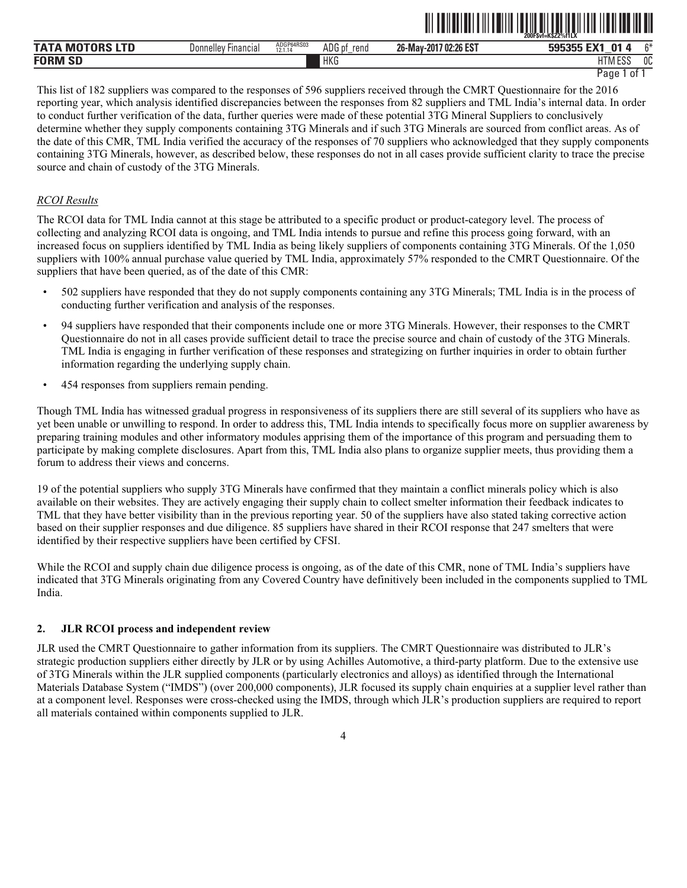This list of 182 suppliers was compared to the responses of 596 suppliers received through the CMRT Questionnaire for the 2016 reporting year, which analysis identified discrepancies between the responses from 82 suppliers and TML India's internal data. In order to conduct further verification of the data, further queries were made of these potential 3TG Mineral Suppliers to conclusively determine whether they supply components containing 3TG Minerals and if such 3TG Minerals are sourced from conflict areas. As of the date of this CMR, TML India verified the accuracy of the responses of 70 suppliers who acknowledged that they supply components containing 3TG Minerals, however, as described below, these responses do not in all cases provide sufficient clarity to trace the precise source and chain of custody of the 3TG Minerals.

*RCOI Results*

The RCOI data for TML India cannot at this stage be attributed to a specific product or product-category level. The process of collecting and analyzing RCOI data is ongoing, and TML India intends to pursue and refine this process going forward, with an increased focus on suppliers identified by TML India as being likely suppliers of components containing 3TG Minerals. Of the 1,050 suppliers with 100% annual purchase value queried by TML India, approximately 57% responded to the CMRT Questionnaire. Of the suppliers that have been queried, as of the date of this CMR:

- 502 suppliers have responded that they do not supply components containing any 3TG Minerals; TML India is in the process of conducting further verification and analysis of the responses.
- 94 suppliers have responded that their components include one or more 3TG Minerals. However, their responses to the CMRT Questionnaire do not in all cases provide sufficient detail to trace the precise source and chain of custody of the 3TG Minerals. TML India is engaging in further verification of these responses and strategizing on further inquiries in order to obtain further information regarding the underlying supply chain.
- 454 responses from suppliers remain pending.

Though TML India has witnessed gradual progress in responsiveness of its suppliers there are still several of its suppliers who have as yet been unable or unwilling to respond. In order to address this, TML India intends to specifically focus more on supplier awareness by preparing training modules and other informatory modules apprising them of the importance of this program and persuading them to participate by making complete disclosures. Apart from this, TML India also plans to organize supplier meets, thus providing them a forum to address their views and concerns.

19 of the potential suppliers who supply 3TG Minerals have confirmed that they maintain a conflict minerals policy which is also available on their websites. They are actively engaging their supply chain to collect smelter information their feedback indicates to TML that they have better visibility than in the previous reporting year. 50 of the suppliers have also stated taking corrective action based on their supplier responses and due diligence. 85 suppliers have shared in their RCOI response that 247 smelters that were identified by their respective suppliers have been certified by CFSI.

While the RCOI and supply chain due diligence process is ongoing, as of the date of this CMR, none of TML India's suppliers have indicated that 3TG Minerals originating from any Covered Country have definitively been included in the components supplied to TML India.

## 2. JLR RCOI process and independent review

JLR used the CMRT Questionnaire to gather information from its suppliers. The CMRT Questionnaire was distributed to JLR's strategic production suppliers either directly by JLR or by using Achilles Automotive, a third-party platform. Due to the extensive use of 3TG Minerals within the JLR supplied components (particularly electronics and alloys) as identified through the International Materials Database System ("IMDS") (over 200,000 components), JLR focused its supply chain enquiries at a supplier level rather than at a component level. Responses were cross-checked using the IMDS, through which JLR's production suppliers are required to report all materials contained within components supplied to JLR.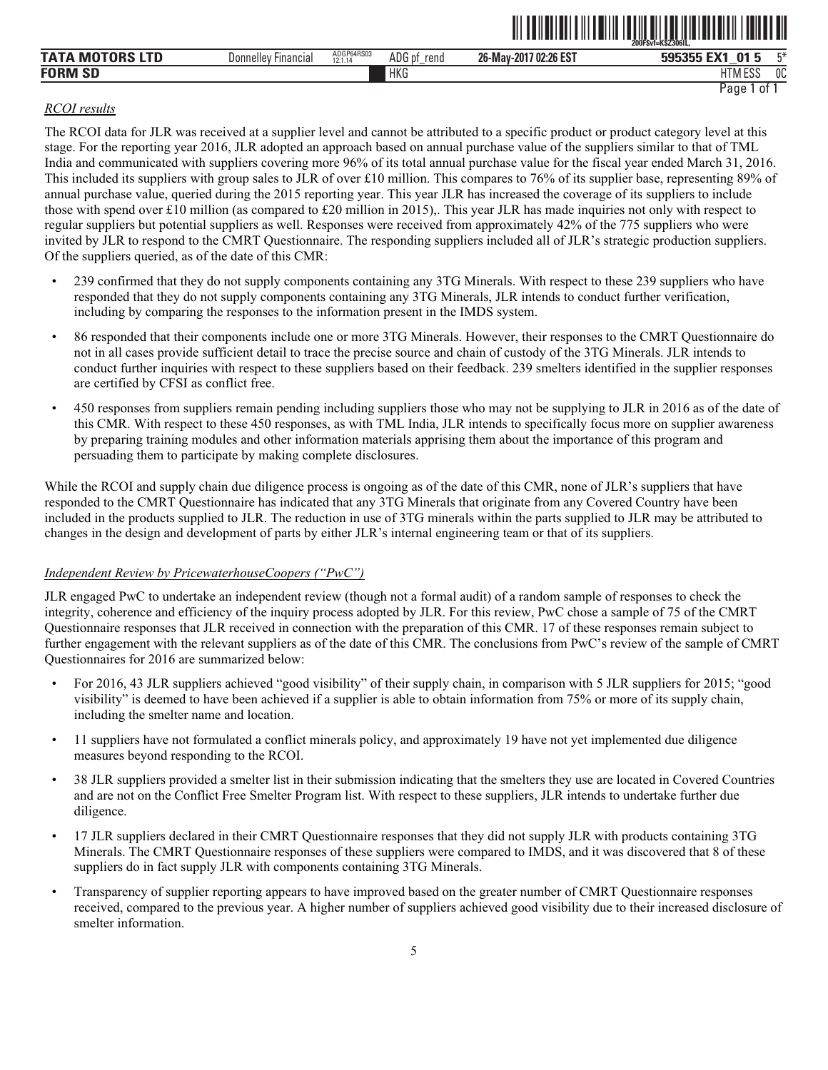*RCOI results*

The RCOI data for JLR was received at a supplier level and cannot be attributed to a specific product or product category level at this stage. For the reporting year 2016, JLR adopted an approach based on annual purchase value of the suppliers similar to that of TML India and communicated with suppliers covering more 96% of its total annual purchase value for the fiscal year ended March 31, 2016. This included its suppliers with group sales to JLR of over £10 million. This compares to 76% of its supplier base, representing 89% of annual purchase value, queried during the 2015 reporting year. This year JLR has increased the coverage of its suppliers to include those with spend over £10 million (as compared to £20 million in 2015),. This year JLR has made inquiries not only with respect to regular suppliers but potential suppliers as well. Responses were received from approximately 42% of the 775 suppliers who were invited by JLR to respond to the CMRT Questionnaire. The responding suppliers included all of JLR's strategic production suppliers. Of the suppliers queried, as of the date of this CMR:

- 239 confirmed that they do not supply components containing any 3TG Minerals. With respect to these 239 suppliers who have responded that they do not supply components containing any 3TG Minerals, JLR intends to conduct further verification, including by comparing the responses to the information present in the IMDS system.
- 86 responded that their components include one or more 3TG Minerals. However, their responses to the CMRT Questionnaire do not in all cases provide sufficient detail to trace the precise source and chain of custody of the 3TG Minerals. JLR intends to conduct further inquiries with respect to these suppliers based on their feedback. 239 smelters identified in the supplier responses are certified by CFSI as conflict free.
- 450 responses from suppliers remain pending including suppliers those who may not be supplying to JLR in 2016 as of the date of this CMR. With respect to these 450 responses, as with TML India, JLR intends to specifically focus more on supplier awareness by preparing training modules and other information materials apprising them about the importance of this program and persuading them to participate by making complete disclosures.

While the RCOI and supply chain due diligence process is ongoing as of the date of this CMR, none of JLR's suppliers that have responded to the CMRT Questionnaire has indicated that any 3TG Minerals that originate from any Covered Country have been included in the products supplied to JLR. The reduction in use of 3TG minerals within the parts supplied to JLR may be attributed to changes in the design and development of parts by either JLR's internal engineering team or that of its suppliers.

*Independent Review by PricewaterhouseCoopers ("PwC")*

JLR engaged PwC to undertake an independent review (though not a formal audit) of a random sample of responses to check the integrity, coherence and efficiency of the inquiry process adopted by JLR. For this review, PwC chose a sample of 75 of the CMRT Questionnaire responses that JLR received in connection with the preparation of this CMR. 17 of these responses remain subject to further engagement with the relevant suppliers as of the date of this CMR. The conclusions from PwC's review of the sample of CMRT Questionnaires for 2016 are summarized below:

- For 2016, 43 JLR suppliers achieved "good visibility" of their supply chain, in comparison with 5 JLR suppliers for 2015; "good visibility" is deemed to have been achieved if a supplier is able to obtain information from 75% or more of its supply chain, including the smelter name and location.
- 11 suppliers have not formulated a conflict minerals policy, and approximately 19 have not yet implemented due diligence measures beyond responding to the RCOI.
- 38 JLR suppliers provided a smelter list in their submission indicating that the smelters they use are located in Covered Countries and are not on the Conflict Free Smelter Program list. With respect to these suppliers, JLR intends to undertake further due diligence.
- 17 JLR suppliers declared in their CMRT Questionnaire responses that they did not supply JLR with products containing 3TG Minerals. The CMRT Questionnaire responses of these suppliers were compared to IMDS, and it was discovered that 8 of these suppliers do in fact supply JLR with components containing 3TG Minerals.
- Transparency of supplier reporting appears to have improved based on the greater number of CMRT Questionnaire responses received, compared to the previous year. A higher number of suppliers achieved good visibility due to their increased disclosure of smelter information.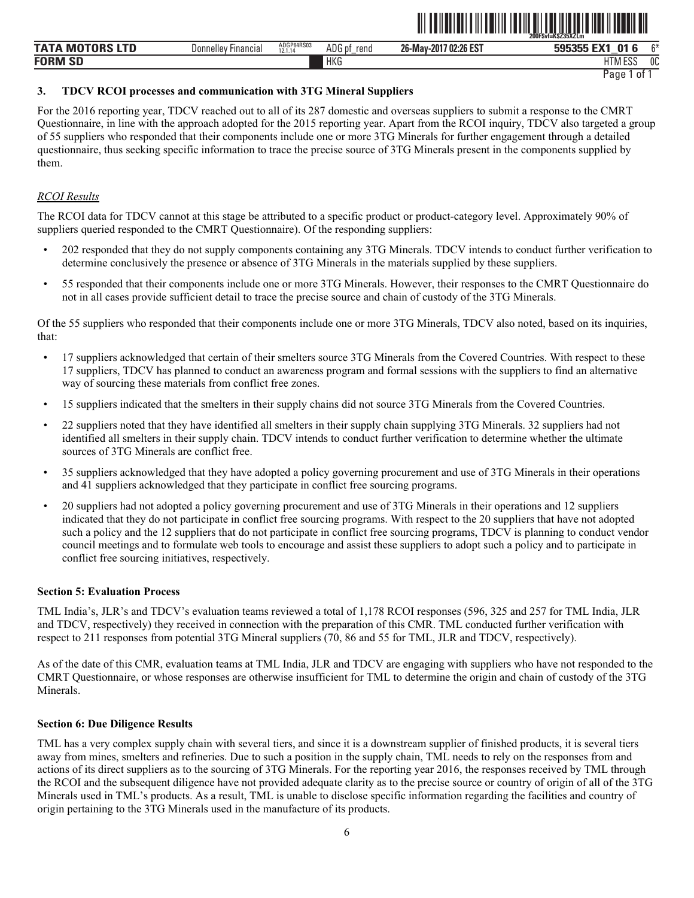### 3. TDCV RCOI processes and communication with 3TG Mineral Suppliers

For the 2016 reporting year, TDCV reached out to all of its 287 domestic and overseas suppliers to submit a response to the CMRT Questionnaire, in line with the approach adopted for the 2015 reporting year. Apart from the RCOI inquiry, TDCV also targeted a group of 55 suppliers who responded that their components include one or more 3TG Minerals for further engagement through a detailed questionnaire, thus seeking specific information to trace the precise source of 3TG Minerals present in the components supplied by them.

*RCOI Results*

The RCOI data for TDCV cannot at this stage be attributed to a specific product or product-category level. Approximately 90% of suppliers queried responded to the CMRT Questionnaire). Of the responding suppliers:

- 202 responded that they do not supply components containing any 3TG Minerals. TDCV intends to conduct further verification to determine conclusively the presence or absence of 3TG Minerals in the materials supplied by these suppliers.
- 55 responded that their components include one or more 3TG Minerals. However, their responses to the CMRT Questionnaire do not in all cases provide sufficient detail to trace the precise source and chain of custody of the 3TG Minerals.

Of the 55 suppliers who responded that their components include one or more 3TG Minerals, TDCV also noted, based on its inquiries, that:

- 17 suppliers acknowledged that certain of their smelters source 3TG Minerals from the Covered Countries. With respect to these 17 suppliers, TDCV has planned to conduct an awareness program and formal sessions with the suppliers to find an alternative way of sourcing these materials from conflict free zones.
- 15 suppliers indicated that the smelters in their supply chains did not source 3TG Minerals from the Covered Countries.
- 22 suppliers noted that they have identified all smelters in their supply chain supplying 3TG Minerals. 32 suppliers had not identified all smelters in their supply chain. TDCV intends to conduct further verification to determine whether the ultimate sources of 3TG Minerals are conflict free.
- 35 suppliers acknowledged that they have adopted a policy governing procurement and use of 3TG Minerals in their operations and 41 suppliers acknowledged that they participate in conflict free sourcing programs.
- 20 suppliers had not adopted a policy governing procurement and use of 3TG Minerals in their operations and 12 suppliers indicated that they do not participate in conflict free sourcing programs. With respect to the 20 suppliers that have not adopted such a policy and the 12 suppliers that do not participate in conflict free sourcing programs, TDCV is planning to conduct vendor council meetings and to formulate web tools to encourage and assist these suppliers to adopt such a policy and to participate in conflict free sourcing initiatives, respectively.

## Section 5: Evaluation Process

TML India's, JLR's and TDCV's evaluation teams reviewed a total of 1,178 RCOI responses (596, 325 and 257 for TML India, JLR and TDCV, respectively) they received in connection with the preparation of this CMR. TML conducted further verification with respect to 211 responses from potential 3TG Mineral suppliers (70, 86 and 55 for TML, JLR and TDCV, respectively).

As of the date of this CMR, evaluation teams at TML India, JLR and TDCV are engaging with suppliers who have not responded to the CMRT Questionnaire, or whose responses are otherwise insufficient for TML to determine the origin and chain of custody of the 3TG Minerals.

## Section 6: Due Diligence Results

TML has a very complex supply chain with several tiers, and since it is a downstream supplier of finished products, it is several tiers away from mines, smelters and refineries. Due to such a position in the supply chain, TML needs to rely on the responses from and actions of its direct suppliers as to the sourcing of 3TG Minerals. For the reporting year 2016, the responses received by TML through the RCOI and the subsequent diligence have not provided adequate clarity as to the precise source or country of origin of all of the 3TG Minerals used in TML's products. As a result, TML is unable to disclose specific information regarding the facilities and country of origin pertaining to the 3TG Minerals used in the manufacture of its products.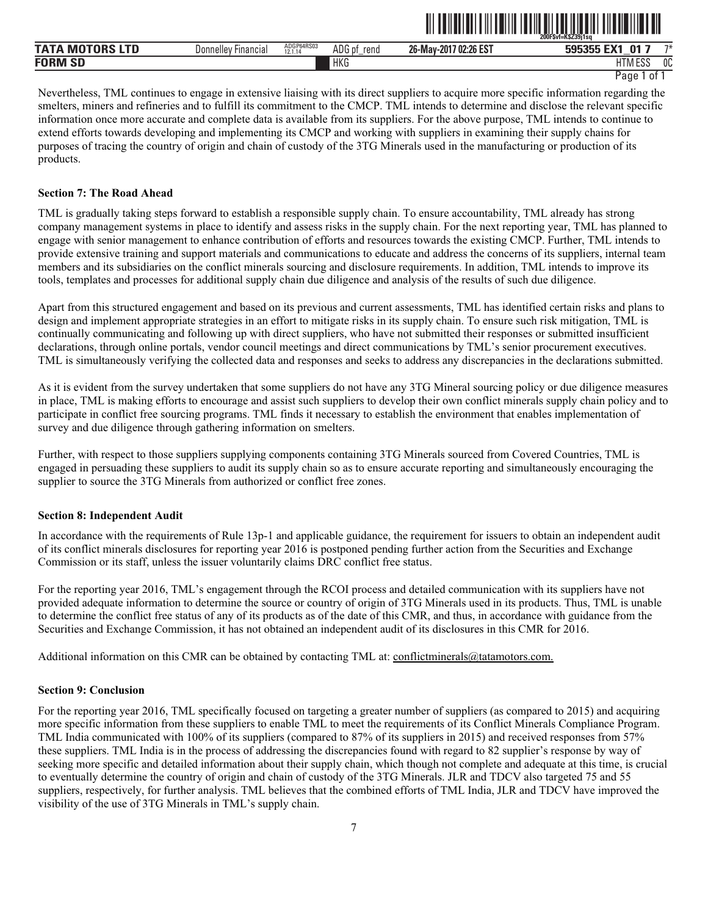Nevertheless, TML continues to engage in extensive liaising with its direct suppliers to acquire more specific information regarding the smelters, miners and refineries and to fulfill its commitment to the CMCP. TML intends to determine and disclose the relevant specific information once more accurate and complete data is available from its suppliers. For the above purpose, TML intends to continue to extend efforts towards developing and implementing its CMCP and working with suppliers in examining their supply chains for purposes of tracing the country of origin and chain of custody of the 3TG Minerals used in the manufacturing or production of its products.

**Section 7: The Road Ahead**

TML is gradually taking steps forward to establish a responsible supply chain. To ensure accountability, TML already has strong company management systems in place to identify and assess risks in the supply chain. For the next reporting year, TML has planned to engage with senior management to enhance contribution of efforts and resources towards the existing CMCP. Further, TML intends to provide extensive training and support materials and communications to educate and address the concerns of its suppliers, internal team members and its subsidiaries on the conflict minerals sourcing and disclosure requirements. In addition, TML intends to improve its tools, templates and processes for additional supply chain due diligence and analysis of the results of such due diligence.

Apart from this structured engagement and based on its previous and current assessments, TML has identified certain risks and plans to design and implement appropriate strategies in an effort to mitigate risks in its supply chain. To ensure such risk mitigation, TML is continually communicating and following up with direct suppliers, who have not submitted their responses or submitted insufficient declarations, through online portals, vendor council meetings and direct communications by TML's senior procurement executives. TML is simultaneously verifying the collected data and responses and seeks to address any discrepancies in the declarations submitted.

As it is evident from the survey undertaken that some suppliers do not have any 3TG Mineral sourcing policy or due diligence measures in place, TML is making efforts to encourage and assist such suppliers to develop their own conflict minerals supply chain policy and to participate in conflict free sourcing programs. TML finds it necessary to establish the environment that enables implementation of survey and due diligence through gathering information on smelters.

Further, with respect to those suppliers supplying components containing 3TG Minerals sourced from Covered Countries, TML is engaged in persuading these suppliers to audit its supply chain so as to ensure accurate reporting and simultaneously encouraging the supplier to source the 3TG Minerals from authorized or conflict free zones.

**Section 8: Independent Audit**

In accordance with the requirements of Rule 13p-1 and applicable guidance, the requirement for issuers to obtain an independent audit of its conflict minerals disclosures for reporting year 2016 is postponed pending further action from the Securities and Exchange Commission or its staff, unless the issuer voluntarily claims DRC conflict free status.

For the reporting year 2016, TML's engagement through the RCOI process and detailed communication with its suppliers have not provided adequate information to determine the source or country of origin of 3TG Minerals used in its products. Thus, TML is unable to determine the conflict free status of any of its products as of the date of this CMR, and thus, in accordance with guidance from the Securities and Exchange Commission, it has not obtained an independent audit of its disclosures in this CMR for 2016.

Additional information on this CMR can be obtained by contacting TML at: conflictminerals@tatamotors.com.

**Section 9: Conclusion**

For the reporting year 2016, TML specifically focused on targeting a greater number of suppliers (as compared to 2015) and acquiring more specific information from these suppliers to enable TML to meet the requirements of its Conflict Minerals Compliance Program. TML India communicated with 100% of its suppliers (compared to 87% of its suppliers in 2015) and received responses from 57% these suppliers. TML India is in the process of addressing the discrepancies found with regard to 82 supplier's response by way of seeking more specific and detailed information about their supply chain, which though not complete and adequate at this time, is crucial to eventually determine the country of origin and chain of custody of the 3TG Minerals. JLR and TDCV also targeted 75 and 55 suppliers, respectively, for further analysis. TML believes that the combined efforts of TML India, JLR and TDCV have improved the visibility of the use of 3TG Minerals in TML's supply chain.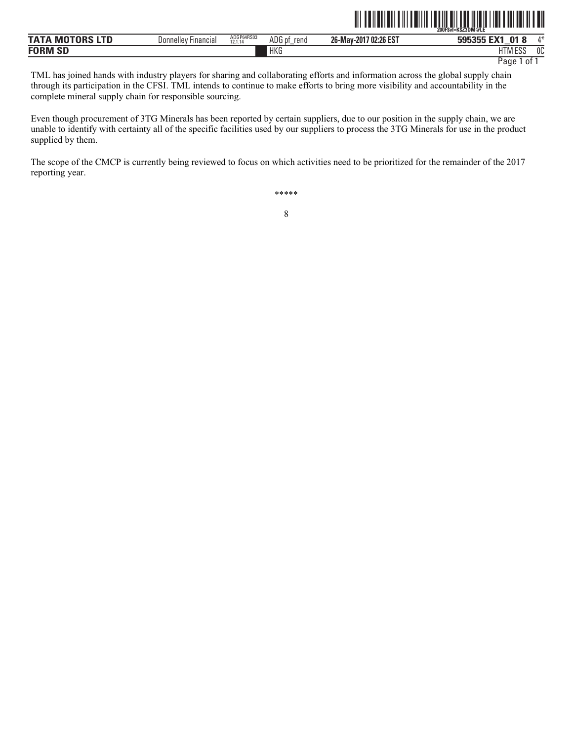TML has joined hands with industry players for sharing and collaborating efforts and information across the global supply chain through its participation in the CFSI. TML intends to continue to make efforts to bring more visibility and accountability in the complete mineral supply chain for responsible sourcing.

Even though procurement of 3TG Minerals has been reported by certain suppliers, due to our position in the supply chain, we are unable to identify with certainty all of the specific facilities used by our suppliers to process the 3TG Minerals for use in the product supplied by them.

The scope of the CMCP is currently being reviewed to focus on which activities need to be prioritized for the remainder of the 2017 reporting year.

*****